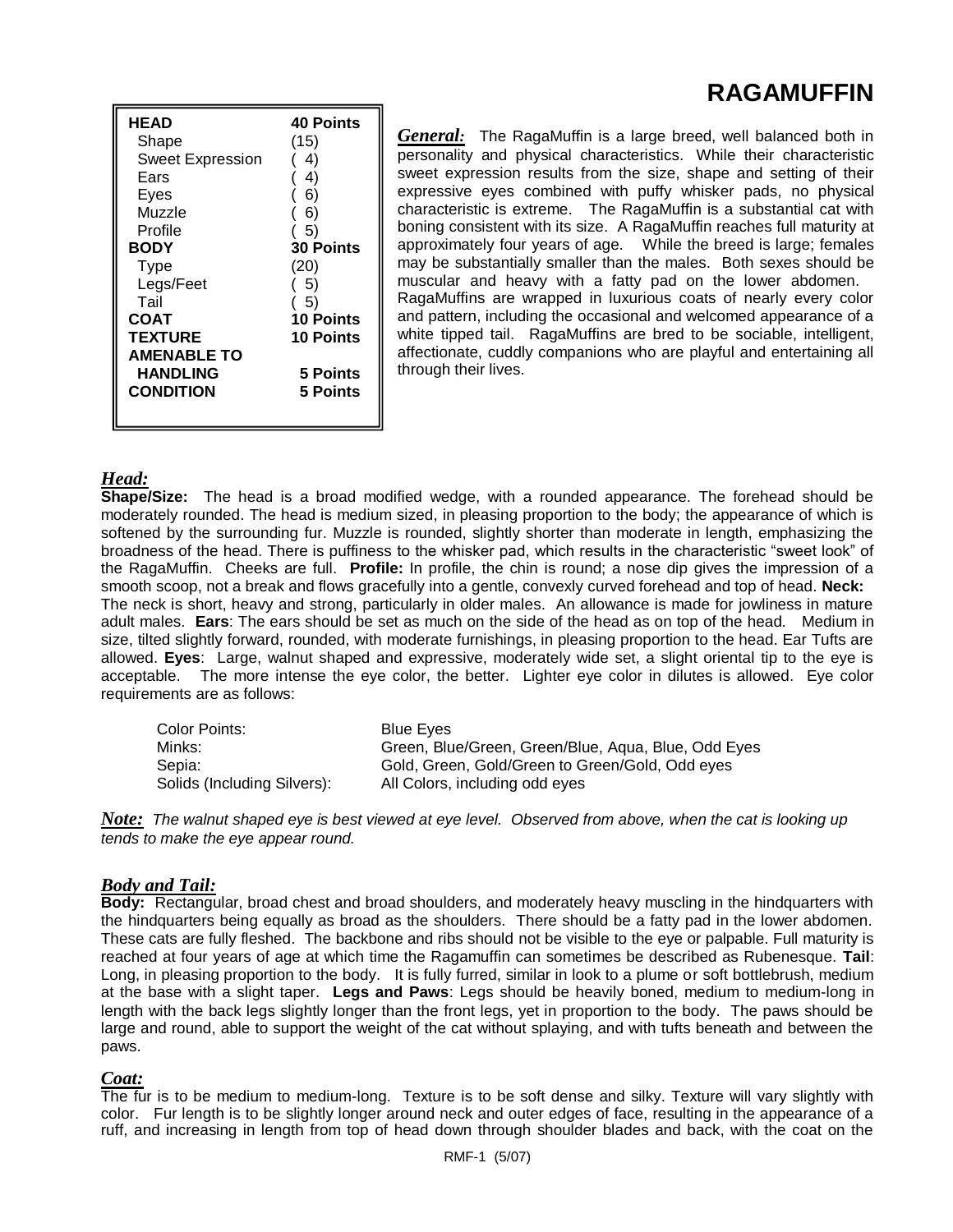# RAGAMUFFIN

| | |
|---|---|
| **HEAD** | **40 Points** |
| Shape | (15) |
| Sweet Expression | ( 4) |
| Ears | ( 4) |
| Eyes | ( 6) |
| Muzzle | ( 6) |
| Profile | ( 5) |
| **BODY** | **30 Points** |
| Type | (20) |
| Legs/Feet | ( 5) |
| Tail | ( 5) |
| **COAT** | **10 Points** |
| **TEXTURE** | **10 Points** |
| **AMENABLE TO HANDLING** | **5 Points** |
| **CONDITION** | **5 Points** |

***General:*** The RagaMuffin is a large breed, well balanced both in personality and physical characteristics. While their characteristic sweet expression results from the size, shape and setting of their expressive eyes combined with puffy whisker pads, no physical characteristic is extreme. The RagaMuffin is a substantial cat with boning consistent with its size. A RagaMuffin reaches full maturity at approximately four years of age. While the breed is large; females may be substantially smaller than the males. Both sexes should be muscular and heavy with a fatty pad on the lower abdomen. RagaMuffins are wrapped in luxurious coats of nearly every color and pattern, including the occasional and welcomed appearance of a white tipped tail. RagaMuffins are bred to be sociable, intelligent, affectionate, cuddly companions who are playful and entertaining all through their lives.

## *Head:*

**Shape/Size:** The head is a broad modified wedge, with a rounded appearance. The forehead should be moderately rounded. The head is medium sized, in pleasing proportion to the body; the appearance of which is softened by the surrounding fur. Muzzle is rounded, slightly shorter than moderate in length, emphasizing the broadness of the head. There is puffiness to the whisker pad, which results in the characteristic "sweet look" of the RagaMuffin. Cheeks are full. **Profile:** In profile, the chin is round; a nose dip gives the impression of a smooth scoop, not a break and flows gracefully into a gentle, convexly curved forehead and top of head. **Neck:** The neck is short, heavy and strong, particularly in older males. An allowance is made for jowliness in mature adult males. **Ears**: The ears should be set as much on the side of the head as on top of the head. Medium in size, tilted slightly forward, rounded, with moderate furnishings, in pleasing proportion to the head. Ear Tufts are allowed. **Eyes**: Large, walnut shaped and expressive, moderately wide set, a slight oriental tip to the eye is acceptable. The more intense the eye color, the better. Lighter eye color in dilutes is allowed. Eye color requirements are as follows:

| | |
|---|---|
| Color Points: | Blue Eyes |
| Minks: | Green, Blue/Green, Green/Blue, Aqua, Blue, Odd Eyes |
| Sepia: | Gold, Green, Gold/Green to Green/Gold, Odd eyes |
| Solids (Including Silvers): | All Colors, including odd eyes |

***Note:*** *The walnut shaped eye is best viewed at eye level. Observed from above, when the cat is looking up tends to make the eye appear round.*

## *Body and Tail:*

**Body:** Rectangular, broad chest and broad shoulders, and moderately heavy muscling in the hindquarters with the hindquarters being equally as broad as the shoulders. There should be a fatty pad in the lower abdomen. These cats are fully fleshed. The backbone and ribs should not be visible to the eye or palpable. Full maturity is reached at four years of age at which time the Ragamuffin can sometimes be described as Rubenesque. **Tail**: Long, in pleasing proportion to the body. It is fully furred, similar in look to a plume or soft bottlebrush, medium at the base with a slight taper. **Legs and Paws**: Legs should be heavily boned, medium to medium-long in length with the back legs slightly longer than the front legs, yet in proportion to the body. The paws should be large and round, able to support the weight of the cat without splaying, and with tufts beneath and between the paws.

## *Coat:*

The fur is to be medium to medium-long. Texture is to be soft dense and silky. Texture will vary slightly with color. Fur length is to be slightly longer around neck and outer edges of face, resulting in the appearance of a ruff, and increasing in length from top of head down through shoulder blades and back, with the coat on the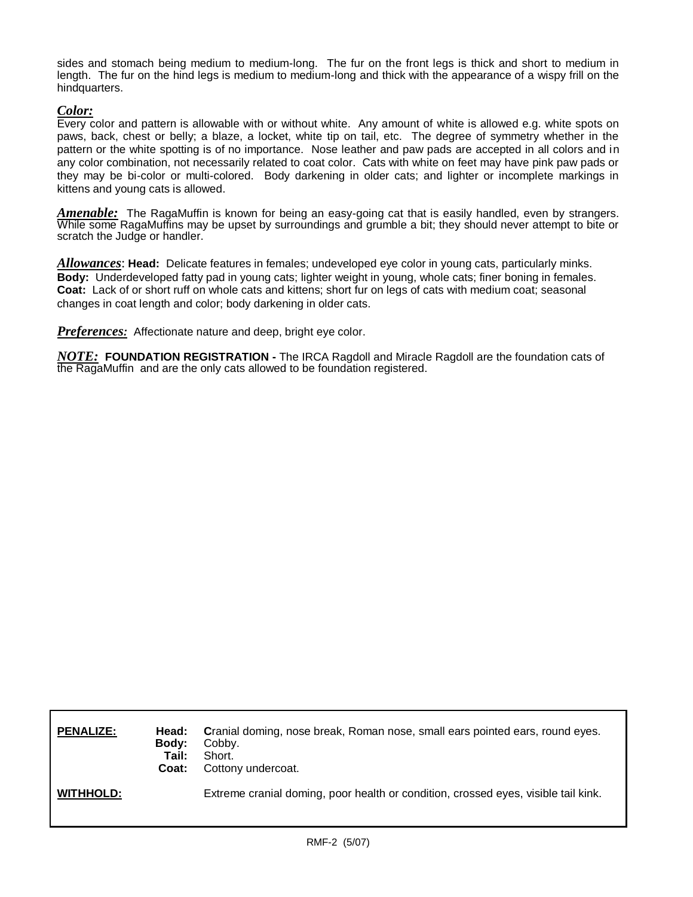sides and stomach being medium to medium-long. The fur on the front legs is thick and short to medium in length. The fur on the hind legs is medium to medium-long and thick with the appearance of a wispy frill on the hindquarters.

***Color:***
Every color and pattern is allowable with or without white. Any amount of white is allowed e.g. white spots on paws, back, chest or belly; a blaze, a locket, white tip on tail, etc. The degree of symmetry whether in the pattern or the white spotting is of no importance. Nose leather and paw pads are accepted in all colors and in any color combination, not necessarily related to coat color. Cats with white on feet may have pink paw pads or they may be bi-color or multi-colored. Body darkening in older cats; and lighter or incomplete markings in kittens and young cats is allowed.

***Amenable:*** The RagaMuffin is known for being an easy-going cat that is easily handled, even by strangers. While some RagaMuffins may be upset by surroundings and grumble a bit; they should never attempt to bite or scratch the Judge or handler.

***Allowances***: **Head:** Delicate features in females; undeveloped eye color in young cats, particularly minks.
**Body:** Underdeveloped fatty pad in young cats; lighter weight in young, whole cats; finer boning in females.
**Coat:** Lack of or short ruff on whole cats and kittens; short fur on legs of cats with medium coat; seasonal changes in coat length and color; body darkening in older cats.

***Preferences:*** Affectionate nature and deep, bright eye color.

***NOTE:*** **FOUNDATION REGISTRATION -** The IRCA Ragdoll and Miracle Ragdoll are the foundation cats of the RagaMuffin and are the only cats allowed to be foundation registered.

| | | |
|---|---|---|
| **PENALIZE:** | **Head:** | Cranial doming, nose break, Roman nose, small ears pointed ears, round eyes. |
| | **Body:** | Cobby. |
| | **Tail:** | Short. |
| | **Coat:** | Cottony undercoat. |
| **WITHHOLD:** | | Extreme cranial doming, poor health or condition, crossed eyes, visible tail kink. |

RMF-2 (5/07)